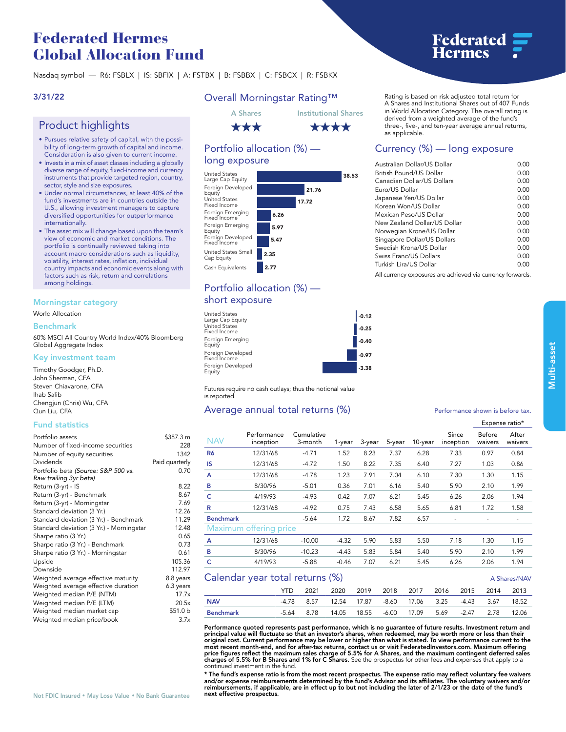# Federated Hermes Global Allocation Fund

Federated Hermes

Nasdaq symbol — R6: FSBLX | IS: SBFIX | A: FSTBX | B: FSBBX | C: FSBCX | R: FSBKX

3/31/22

## Product highlights

- Pursues relative safety of capital, with the possibility of long-term growth of capital and income. Consideration is also given to current income.
- Invests in a mix of asset classes including a globally diverse range of equity, fixed-income and currency instruments that provide targeted region, country, sector, style and size exposures.
- Under normal circumstances, at least 40% of the fund's investments are in countries outside the U.S., allowing investment managers to capture diversified opportunities for outperformance internationally.
- The asset mix will change based upon the team's view of economic and market conditions. The portfolio is continually reviewed taking into account macro considerations such as liquidity, volatility, interest rates, inflation, individual country impacts and economic events along with factors such as risk, return and correlations among holdings.

## Morningstar category

World Allocation

## Benchmark

60% MSCI All Country World Index/40% Bloomberg Global Aggregate Index

## Key investment team

Timothy Goodger, Ph.D.
John Sherman, CFA
Steven Chiavarone, CFA
Ihab Salib
Chengjun (Chris) Wu, CFA
Qun Liu, CFA

## Fund statistics

| | |
|---|---|
| Portfolio assets | $387.3 m |
| Number of fixed-income securities | 228 |
| Number of equity securities | 1342 |
| Dividends | Paid quarterly |
| Portfolio beta *(Source: S&P 500 vs. Raw trailing 3yr beta)* | 0.70 |
| Return (3-yr) - IS | 8.22 |
| Return (3-yr) - Benchmark | 8.67 |
| Return (3-yr) - Morningstar | 7.69 |
| Standard deviation (3 Yr.) | 12.26 |
| Standard deviation (3 Yr.) - Benchmark | 11.29 |
| Standard deviation (3 Yr.) - Morningstar | 12.48 |
| Sharpe ratio (3 Yr.) | 0.65 |
| Sharpe ratio (3 Yr.) - Benchmark | 0.73 |
| Sharpe ratio (3 Yr.) - Morningstar | 0.61 |
| Upside | 105.36 |
| Downside | 112.97 |
| Weighted average effective maturity | 8.8 years |
| Weighted average effective duration | 6.3 years |
| Weighted median P/E (NTM) | 17.7x |
| Weighted median P/E (LTM) | 20.5x |
| Weighted median market cap | $51.0 b |
| Weighted median price/book | 3.7x |

## Overall Morningstar Rating™

A Shares: ★★★
Institutional Shares: ★★★★

Rating is based on risk adjusted total return for A Shares and Institutional Shares out of 407 Funds in World Allocation Category. The overall rating is derived from a weighted average of the fund's three-, five-, and ten-year average annual returns, as applicable.

## Portfolio allocation (%) — long exposure

| Asset class | % |
|---|---|
| United States Large Cap Equity | 38.53 |
| Foreign Developed Equity | 21.76 |
| United States Fixed Income | 17.72 |
| Foreign Emerging Fixed Income | 6.26 |
| Foreign Emerging Equity | 5.97 |
| Foreign Developed Fixed Income | 5.47 |
| United States Small Cap Equity | 2.35 |
| Cash Equivalents | 2.77 |

## Portfolio allocation (%) — short exposure

| Asset class | % |
|---|---|
| United States Large Cap Equity | -0.12 |
| United States Fixed Income | -0.25 |
| Foreign Emerging Equity | -0.40 |
| Foreign Developed Fixed Income | -0.97 |
| Foreign Developed Equity | -3.38 |

Futures require no cash outlays; thus the notional value is reported.

## Currency (%) — long exposure

| Currency | % |
|---|---|
| Australian Dollar/US Dollar | 0.00 |
| British Pound/US Dollar | 0.00 |
| Canadian Dollar/US Dollars | 0.00 |
| Euro/US Dollar | 0.00 |
| Japanese Yen/US Dollar | 0.00 |
| Korean Won/US Dollar | 0.00 |
| Mexican Peso/US Dollar | 0.00 |
| New Zealand Dollar/US Dollar | 0.00 |
| Norwegian Krone/US Dollar | 0.00 |
| Singapore Dollar/US Dollars | 0.00 |
| Swedish Krona/US Dollar | 0.00 |
| Swiss Franc/US Dollars | 0.00 |
| Turkish Lira/US Dollar | 0.00 |

All currency exposures are achieved via currency forwards.

## Average annual total returns (%)

Performance shown is before tax.

| NAV | Performance inception | Cumulative 3-month | 1-year | 3-year | 5-year | 10-year | Since inception | Expense ratio* Before waivers | Expense ratio* After waivers |
|---|---|---|---|---|---|---|---|---|---|
| **R6** | 12/31/68 | -4.71 | 1.52 | 8.23 | 7.37 | 6.28 | 7.33 | 0.97 | 0.84 |
| **IS** | 12/31/68 | -4.72 | 1.50 | 8.22 | 7.35 | 6.40 | 7.27 | 1.03 | 0.86 |
| **A** | 12/31/68 | -4.78 | 1.23 | 7.91 | 7.04 | 6.10 | 7.30 | 1.30 | 1.15 |
| **B** | 8/30/96 | -5.01 | 0.36 | 7.01 | 6.16 | 5.40 | 5.90 | 2.10 | 1.99 |
| **C** | 4/19/93 | -4.93 | 0.42 | 7.07 | 6.21 | 5.45 | 6.26 | 2.06 | 1.94 |
| **R** | 12/31/68 | -4.92 | 0.75 | 7.43 | 6.58 | 5.65 | 6.81 | 1.72 | 1.58 |
| **Benchmark** | | -5.64 | 1.72 | 8.67 | 7.82 | 6.57 | - | - | - |
| **Maximum offering price** | | | | | | | | | |
| **A** | 12/31/68 | -10.00 | -4.32 | 5.90 | 5.83 | 5.50 | 7.18 | 1.30 | 1.15 |
| **B** | 8/30/96 | -10.23 | -4.43 | 5.83 | 5.84 | 5.40 | 5.90 | 2.10 | 1.99 |
| **C** | 4/19/93 | -5.88 | -0.46 | 7.07 | 6.21 | 5.45 | 6.26 | 2.06 | 1.94 |

## Calendar year total returns (%)

A Shares/NAV

| | YTD | 2021 | 2020 | 2019 | 2018 | 2017 | 2016 | 2015 | 2014 | 2013 |
|---|---|---|---|---|---|---|---|---|---|---|
| **NAV** | -4.78 | 8.57 | 12.54 | 17.87 | -8.60 | 17.06 | 3.25 | -4.43 | 3.67 | 18.52 |
| **Benchmark** | -5.64 | 8.78 | 14.05 | 18.55 | -6.00 | 17.09 | 5.69 | -2.47 | 2.78 | 12.06 |

**Performance quoted represents past performance, which is no guarantee of future results. Investment return and principal value will fluctuate so that an investor's shares, when redeemed, may be worth more or less than their original cost. Current performance may be lower or higher than what is stated. To view performance current to the most recent month-end, and for after-tax returns, contact us or visit FederatedInvestors.com. Maximum offering price figures reflect the maximum sales charge of 5.5% for A Shares, and the maximum contingent deferred sales charges of 5.5% for B Shares and 1% for C Shares.** See the prospectus for other fees and expenses that apply to a continued investment in the fund.

**\* The fund's expense ratio is from the most recent prospectus. The expense ratio may reflect voluntary fee waivers and/or expense reimbursements determined by the fund's Advisor and its affiliates. The voluntary waivers and/or reimbursements, if applicable, are in effect up to but not including the later of 2/1/23 or the date of the fund's next effective prospectus.**

Not FDIC Insured • May Lose Value • No Bank Guarantee

Multi-asset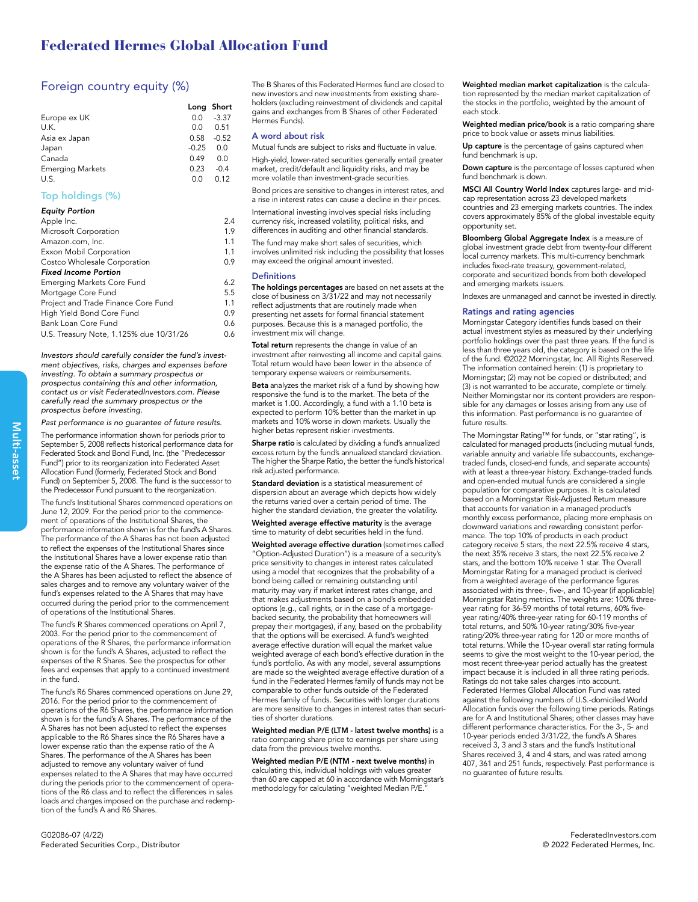## Foreign country equity (%)

| | Long | Short |
|---|---|---|
| Europe ex UK | 0.0 | -3.37 |
| U.K. | 0.0 | 0.51 |
| Asia ex Japan | 0.58 | -0.52 |
| Japan | -0.25 | 0.0 |
| Canada | 0.49 | 0.0 |
| Emerging Markets | 0.23 | -0.4 |
| U.S. | 0.0 | 0.12 |

## Top holdings (%)

| | |
|---|---|
| ***Equity Portion*** | |
| Apple Inc. | 2.4 |
| Microsoft Corporation | 1.9 |
| Amazon.com, Inc. | 1.1 |
| Exxon Mobil Corporation | 1.1 |
| Costco Wholesale Corporation | 0.9 |
| ***Fixed Income Portion*** | |
| Emerging Markets Core Fund | 6.2 |
| Mortgage Core Fund | 5.5 |
| Project and Trade Finance Core Fund | 1.1 |
| High Yield Bond Core Fund | 0.9 |
| Bank Loan Core Fund | 0.6 |
| U.S. Treasury Note, 1.125% due 10/31/26 | 0.6 |

*Investors should carefully consider the fund's investment objectives, risks, charges and expenses before investing. To obtain a summary prospectus or prospectus containing this and other information, contact us or visit FederatedInvestors.com. Please carefully read the summary prospectus or the prospectus before investing.*

*Past performance is no guarantee of future results.*

The performance information shown for periods prior to September 5, 2008 reflects historical performance data for Federated Stock and Bond Fund, Inc. (the "Predecessor Fund") prior to its reorganization into Federated Asset Allocation Fund (formerly, Federated Stock and Bond Fund) on September 5, 2008. The fund is the successor to the Predecessor Fund pursuant to the reorganization.

The fund's Institutional Shares commenced operations on June 12, 2009. For the period prior to the commencement of operations of the Institutional Shares, the performance information shown is for the fund's A Shares. The performance of the A Shares has not been adjusted to reflect the expenses of the Institutional Shares since the Institutional Shares have a lower expense ratio than the expense ratio of the A Shares. The performance of the A Shares has been adjusted to reflect the absence of sales charges and to remove any voluntary waiver of the fund's expenses related to the A Shares that may have occurred during the period prior to the commencement of operations of the Institutional Shares.

The fund's R Shares commenced operations on April 7, 2003. For the period prior to the commencement of operations of the R Shares, the performance information shown is for the fund's A Shares, adjusted to reflect the expenses of the R Shares. See the prospectus for other fees and expenses that apply to a continued investment in the fund.

The fund's R6 Shares commenced operations on June 29, 2016. For the period prior to the commencement of operations of the R6 Shares, the performance information shown is for the fund's A Shares. The performance of the A Shares has not been adjusted to reflect the expenses applicable to the R6 Shares since the R6 Shares have a lower expense ratio than the expense ratio of the A Shares. The performance of the A Shares has been adjusted to remove any voluntary waiver of fund expenses related to the A Shares that may have occurred during the periods prior to the commencement of operations of the R6 class and to reflect the differences in sales loads and charges imposed on the purchase and redemption of the fund's A and R6 Shares.

The B Shares of this Federated Hermes fund are closed to new investors and new investments from existing shareholders (excluding reinvestment of dividends and capital gains and exchanges from B Shares of other Federated Hermes Funds).

### A word about risk

Mutual funds are subject to risks and fluctuate in value.

High-yield, lower-rated securities generally entail greater market, credit/default and liquidity risks, and may be more volatile than investment-grade securities.

Bond prices are sensitive to changes in interest rates, and a rise in interest rates can cause a decline in their prices.

International investing involves special risks including currency risk, increased volatility, political risks, and differences in auditing and other financial standards.

The fund may make short sales of securities, which involves unlimited risk including the possibility that losses may exceed the original amount invested.

### Definitions

**The holdings percentages** are based on net assets at the close of business on 3/31/22 and may not necessarily reflect adjustments that are routinely made when presenting net assets for formal financial statement purposes. Because this is a managed portfolio, the investment mix will change.

**Total return** represents the change in value of an investment after reinvesting all income and capital gains. Total return would have been lower in the absence of temporary expense waivers or reimbursements.

**Beta** analyzes the market risk of a fund by showing how responsive the fund is to the market. The beta of the market is 1.00. Accordingly, a fund with a 1.10 beta is expected to perform 10% better than the market in up markets and 10% worse in down markets. Usually the higher betas represent riskier investments.

**Sharpe ratio** is calculated by dividing a fund's annualized excess return by the fund's annualized standard deviation. The higher the Sharpe Ratio, the better the fund's historical risk adjusted performance.

**Standard deviation** is a statistical measurement of dispersion about an average which depicts how widely the returns varied over a certain period of time. The higher the standard deviation, the greater the volatility.

**Weighted average effective maturity** is the average time to maturity of debt securities held in the fund.

**Weighted average effective duration** (sometimes called "Option-Adjusted Duration") is a measure of a security's price sensitivity to changes in interest rates calculated using a model that recognizes that the probability of a bond being called or remaining outstanding until maturity may vary if market interest rates change, and that makes adjustments based on a bond's embedded options (e.g., call rights, or in the case of a mortgage-backed security, the probability that homeowners will prepay their mortgages), if any, based on the probability that the options will be exercised. A fund's weighted average effective duration will equal the market value weighted average of each bond's effective duration in the fund's portfolio. As with any model, several assumptions are made so the weighted average effective duration of a fund in the Federated Hermes family of funds may not be comparable to other funds outside of the Federated Hermes family of funds. Securities with longer durations are more sensitive to changes in interest rates than securities of shorter durations.

**Weighted median P/E (LTM - latest twelve months)** is a ratio comparing share price to earnings per share using data from the previous twelve months.

**Weighted median P/E (NTM - next twelve months)** in calculating this, individual holdings with values greater than 60 are capped at 60 in accordance with Morningstar's methodology for calculating "weighted Median P/E."

**Weighted median market capitalization** is the calculation represented by the median market capitalization of the stocks in the portfolio, weighted by the amount of each stock.

**Weighted median price/book** is a ratio comparing share price to book value or assets minus liabilities.

**Up capture** is the percentage of gains captured when fund benchmark is up.

**Down capture** is the percentage of losses captured when fund benchmark is down.

**MSCI All Country World Index** captures large- and mid-cap representation across 23 developed markets countries and 23 emerging markets countries. The index covers approximately 85% of the global investable equity opportunity set.

**Bloomberg Global Aggregate Index** is a measure of global investment grade debt from twenty-four different local currency markets. This multi-currency benchmark includes fixed-rate treasury, government-related, corporate and securitized bonds from both developed and emerging markets issuers.

Indexes are unmanaged and cannot be invested in directly.

### Ratings and rating agencies

Morningstar Category identifies funds based on their actual investment styles as measured by their underlying portfolio holdings over the past three years. If the fund is less than three years old, the category is based on the life of the fund. ©2022 Morningstar, Inc. All Rights Reserved. The information contained herein: (1) is proprietary to Morningstar; (2) may not be copied or distributed; and (3) is not warranted to be accurate, complete or timely. Neither Morningstar nor its content providers are responsible for any damages or losses arising from any use of this information. Past performance is no guarantee of future results.

The Morningstar Rating™ for funds, or "star rating", is calculated for managed products (including mutual funds, variable annuity and variable life subaccounts, exchange-traded funds, closed-end funds, and separate accounts) with at least a three-year history. Exchange-traded funds and open-ended mutual funds are considered a single population for comparative purposes. It is calculated based on a Morningstar Risk-Adjusted Return measure that accounts for variation in a managed product's monthly excess performance, placing more emphasis on downward variations and rewarding consistent performance. The top 10% of products in each product category receive 5 stars, the next 22.5% receive 4 stars, the next 35% receive 3 stars, the next 22.5% receive 2 stars, and the bottom 10% receive 1 star. The Overall Morningstar Rating for a managed product is derived from a weighted average of the performance figures associated with its three-, five-, and 10-year (if applicable) Morningstar Rating metrics. The weights are: 100% three-year rating for 36-59 months of total returns, 60% five-year rating/40% three-year rating for 60-119 months of total returns, and 50% 10-year rating/30% five-year rating/20% three-year rating for 120 or more months of total returns. While the 10-year overall star rating formula seems to give the most weight to the 10-year period, the most recent three-year period actually has the greatest impact because it is included in all three rating periods. Ratings do not take sales charges into account. Federated Hermes Global Allocation Fund was rated against the following numbers of U.S.-domiciled World Allocation funds over the following time periods. Ratings are for A and Institutional Shares; other classes may have different performance characteristics. For the 3-, 5- and 10-year periods ended 3/31/22, the fund's A Shares received 3, 3 and 3 stars and the fund's Institutional Shares received 3, 4 and 4 stars, and was rated among 407, 361 and 251 funds, respectively. Past performance is no guarantee of future results.

G02086-07 (4/22)
Federated Securities Corp., Distributor

FederatedInvestors.com
© 2022 Federated Hermes, Inc.